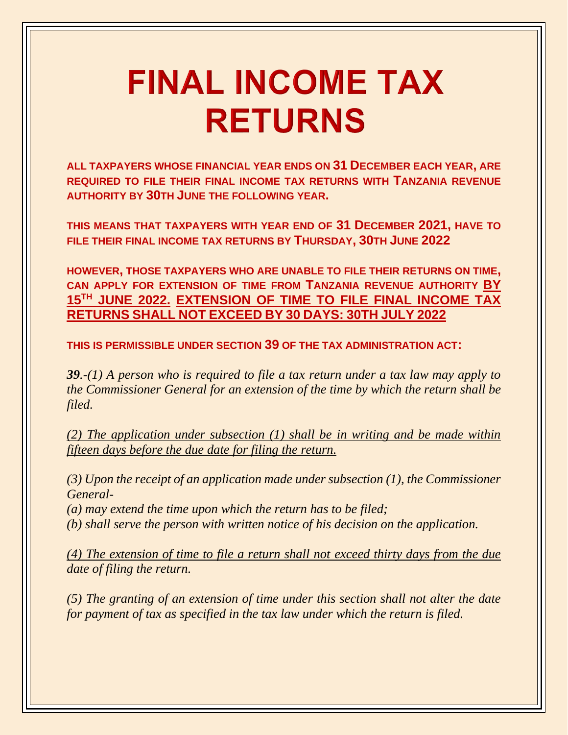# FINAL INCOME TAX RETURNS

**ALL TAXPAYERS WHOSE FINANCIAL YEAR ENDS ON 31 DECEMBER EACH YEAR, ARE REQUIRED TO FILE THEIR FINAL INCOME TAX RETURNS WITH TANZANIA REVENUE AUTHORITY BY 30TH JUNE THE FOLLOWING YEAR.**

**THIS MEANS THAT TAXPAYERS WITH YEAR END OF 31 DECEMBER 2021, HAVE TO FILE THEIR FINAL INCOME TAX RETURNS BY THURSDAY, 30TH JUNE 2022**

**HOWEVER, THOSE TAXPAYERS WHO ARE UNABLE TO FILE THEIR RETURNS ON TIME, CAN APPLY FOR EXTENSION OF TIME FROM TANZANIA REVENUE AUTHORITY <u>BY 15TH JUNE 2022.</u> <u>EXTENSION OF TIME TO FILE FINAL INCOME TAX RETURNS SHALL NOT EXCEED BY 30 DAYS: 30TH JULY 2022</u>**

**THIS IS PERMISSIBLE UNDER SECTION 39 OF THE TAX ADMINISTRATION ACT:**

***39**.-(1) A person who is required to file a tax return under a tax law may apply to the Commissioner General for an extension of the time by which the return shall be filed.*

*<u>(2) The application under subsection (1) shall be in writing and be made within fifteen days before the due date for filing the return.</u>*

*(3) Upon the receipt of an application made under subsection (1), the Commissioner General-*

*(a) may extend the time upon which the return has to be filed;*

*(b) shall serve the person with written notice of his decision on the application.*

*<u>(4) The extension of time to file a return shall not exceed thirty days from the due date of filing the return.</u>*

*(5) The granting of an extension of time under this section shall not alter the date for payment of tax as specified in the tax law under which the return is filed.*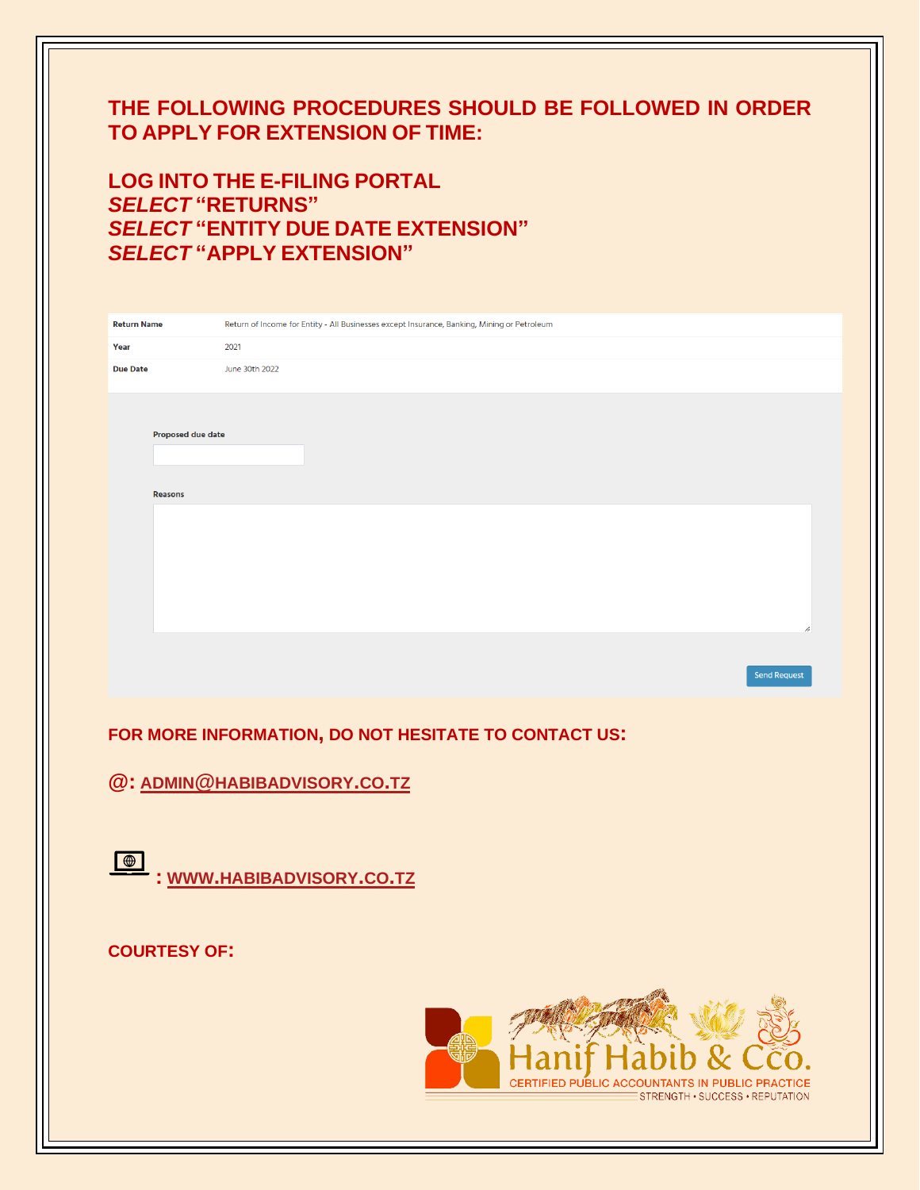## THE FOLLOWING PROCEDURES SHOULD BE FOLLOWED IN ORDER TO APPLY FOR EXTENSION OF TIME:

**LOG INTO THE E-FILING PORTAL**
***SELECT* "RETURNS"**
***SELECT* "ENTITY DUE DATE EXTENSION"**
***SELECT* "APPLY EXTENSION"**

| | |
|---|---|
| **Return Name** | Return of Income for Entity - All Businesses except Insurance, Banking, Mining or Petroleum |
| **Year** | 2021 |
| **Due Date** | June 30th 2022 |

**Proposed due date**

**Reasons**

Send Request

**FOR MORE INFORMATION, DO NOT HESITATE TO CONTACT US:**

**@: ADMIN@HABIBADVISORY.CO.TZ**

**: WWW.HABIBADVISORY.CO.TZ**

**COURTESY OF:**

Hanif Habib & Co.
CERTIFIED PUBLIC ACCOUNTANTS IN PUBLIC PRACTICE
STRENGTH • SUCCESS • REPUTATION